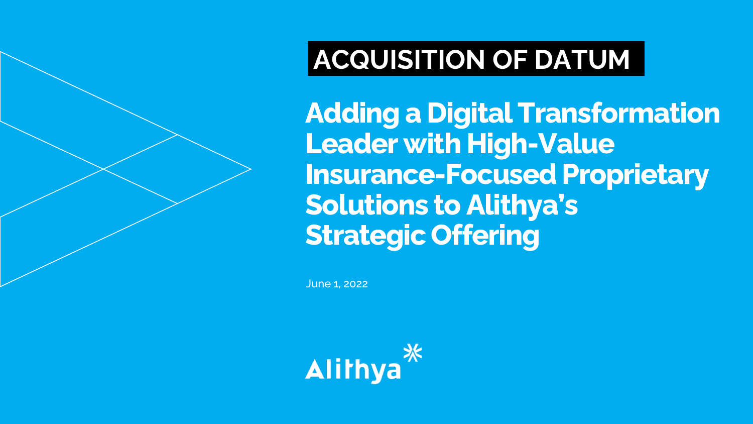# ACQUISITION OF DATUM

## Adding a Digital Transformation Leader with High-Value Insurance-Focused Proprietary Solutions to Alithya's Strategic Offering

June 1, 2022

Alithya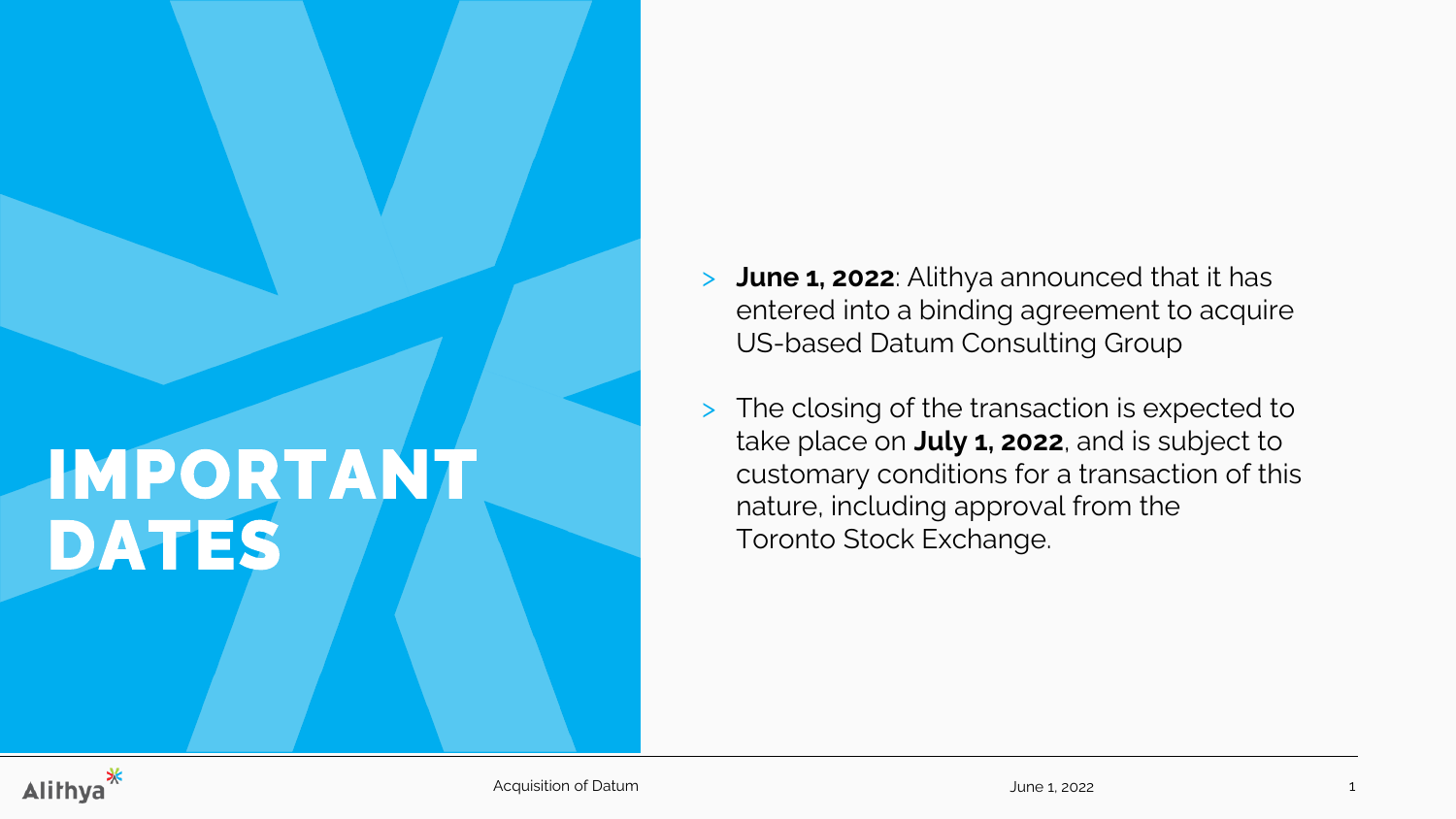# IMPORTANT DATES

- **June 1, 2022**: Alithya announced that it has entered into a binding agreement to acquire US-based Datum Consulting Group
- The closing of the transaction is expected to take place on **July 1, 2022**, and is subject to customary conditions for a transaction of this nature, including approval from the Toronto Stock Exchange.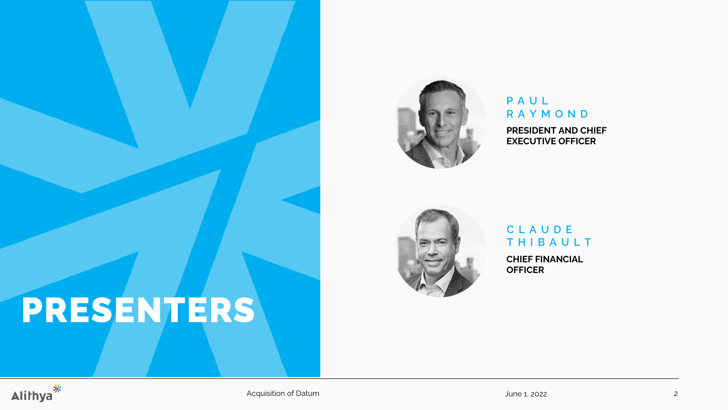# PRESENTERS

**PAUL RAYMOND**

**PRESIDENT AND CHIEF EXECUTIVE OFFICER**

**CLAUDE THIBAULT**

**CHIEF FINANCIAL OFFICER**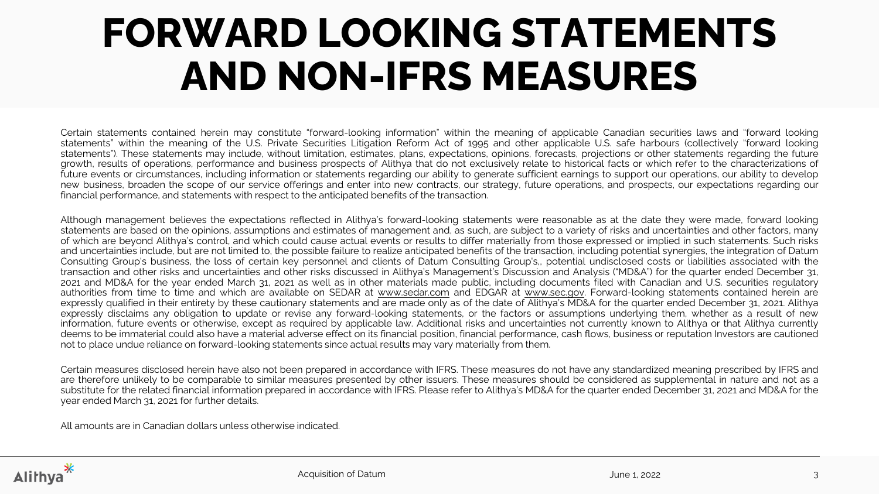# FORWARD LOOKING STATEMENTS AND NON-IFRS MEASURES

Certain statements contained herein may constitute "forward-looking information" within the meaning of applicable Canadian securities laws and "forward looking statements" within the meaning of the U.S. Private Securities Litigation Reform Act of 1995 and other applicable U.S. safe harbours (collectively "forward looking statements"). These statements may include, without limitation, estimates, plans, expectations, opinions, forecasts, projections or other statements regarding the future growth, results of operations, performance and business prospects of Alithya that do not exclusively relate to historical facts or which refer to the characterizations of future events or circumstances, including information or statements regarding our ability to generate sufficient earnings to support our operations, our ability to develop new business, broaden the scope of our service offerings and enter into new contracts, our strategy, future operations, and prospects, our expectations regarding our financial performance, and statements with respect to the anticipated benefits of the transaction.

Although management believes the expectations reflected in Alithya's forward-looking statements were reasonable as at the date they were made, forward looking statements are based on the opinions, assumptions and estimates of management and, as such, are subject to a variety of risks and uncertainties and other factors, many of which are beyond Alithya's control, and which could cause actual events or results to differ materially from those expressed or implied in such statements. Such risks and uncertainties include, but are not limited to, the possible failure to realize anticipated benefits of the transaction, including potential synergies, the integration of Datum Consulting Group's business, the loss of certain key personnel and clients of Datum Consulting Group's,, potential undisclosed costs or liabilities associated with the transaction and other risks and uncertainties and other risks discussed in Alithya's Management's Discussion and Analysis ("MD&A") for the quarter ended December 31, 2021 and MD&A for the year ended March 31, 2021 as well as in other materials made public, including documents filed with Canadian and U.S. securities regulatory authorities from time to time and which are available on SEDAR at www.sedar.com and EDGAR at www.sec.gov. Forward-looking statements contained herein are expressly qualified in their entirety by these cautionary statements and are made only as of the date of Alithya's MD&A for the quarter ended December 31, 2021. Alithya expressly disclaims any obligation to update or revise any forward-looking statements, or the factors or assumptions underlying them, whether as a result of new information, future events or otherwise, except as required by applicable law. Additional risks and uncertainties not currently known to Alithya or that Alithya currently deems to be immaterial could also have a material adverse effect on its financial position, financial performance, cash flows, business or reputation Investors are cautioned not to place undue reliance on forward-looking statements since actual results may vary materially from them.

Certain measures disclosed herein have also not been prepared in accordance with IFRS. These measures do not have any standardized meaning prescribed by IFRS and are therefore unlikely to be comparable to similar measures presented by other issuers. These measures should be considered as supplemental in nature and not as a substitute for the related financial information prepared in accordance with IFRS. Please refer to Alithya's MD&A for the quarter ended December 31, 2021 and MD&A for the year ended March 31, 2021 for further details.

All amounts are in Canadian dollars unless otherwise indicated.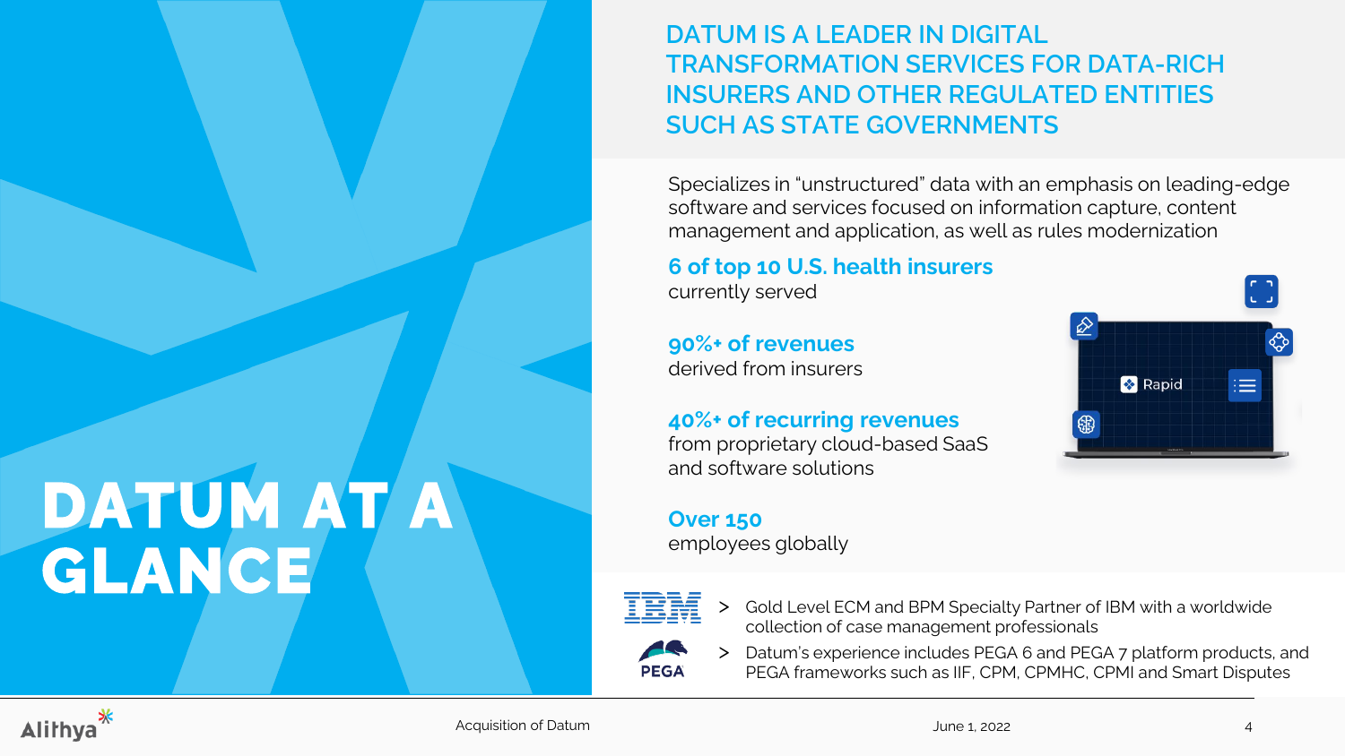# DATUM AT A GLANCE

## DATUM IS A LEADER IN DIGITAL TRANSFORMATION SERVICES FOR DATA-RICH INSURERS AND OTHER REGULATED ENTITIES SUCH AS STATE GOVERNMENTS

Specializes in “unstructured” data with an emphasis on leading-edge software and services focused on information capture, content management and application, as well as rules modernization

**6 of top 10 U.S. health insurers**
currently served

**90%+ of revenues**
derived from insurers

**40%+ of recurring revenues**
from proprietary cloud-based SaaS and software solutions

**Over 150**
employees globally

- Gold Level ECM and BPM Specialty Partner of IBM with a worldwide collection of case management professionals
- Datum’s experience includes PEGA 6 and PEGA 7 platform products, and PEGA frameworks such as IIF, CPM, CPMHC, CPMI and Smart Disputes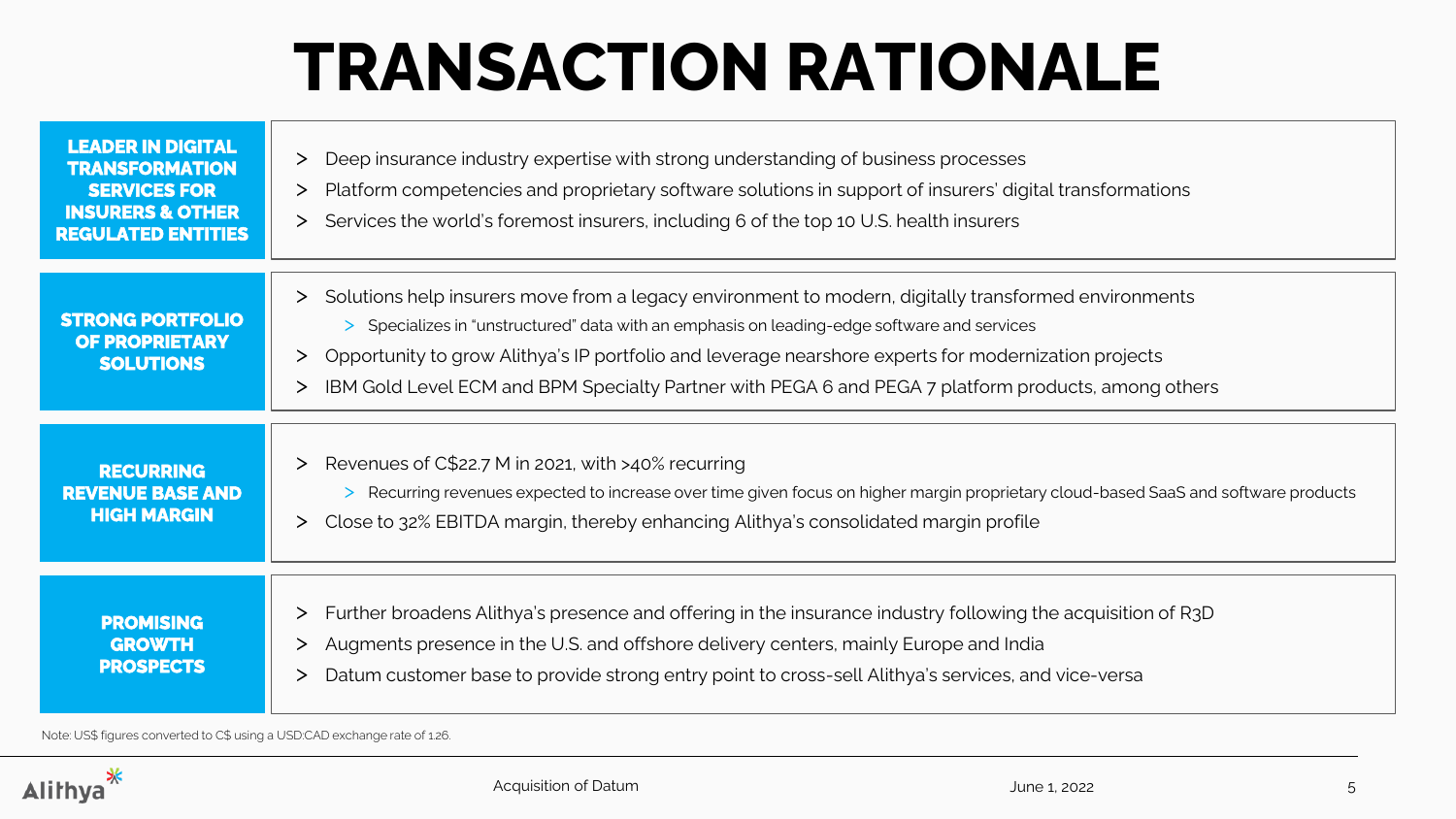# TRANSACTION RATIONALE

## LEADER IN DIGITAL TRANSFORMATION SERVICES FOR INSURERS & OTHER REGULATED ENTITIES

- Deep insurance industry expertise with strong understanding of business processes
- Platform competencies and proprietary software solutions in support of insurers' digital transformations
- Services the world's foremost insurers, including 6 of the top 10 U.S. health insurers

## STRONG PORTFOLIO OF PROPRIETARY SOLUTIONS

- Solutions help insurers move from a legacy environment to modern, digitally transformed environments
  - Specializes in "unstructured" data with an emphasis on leading-edge software and services
- Opportunity to grow Alithya's IP portfolio and leverage nearshore experts for modernization projects
- IBM Gold Level ECM and BPM Specialty Partner with PEGA 6 and PEGA 7 platform products, among others

## RECURRING REVENUE BASE AND HIGH MARGIN

- Revenues of C$22.7 M in 2021, with >40% recurring
  - Recurring revenues expected to increase over time given focus on higher margin proprietary cloud-based SaaS and software products
- Close to 32% EBITDA margin, thereby enhancing Alithya's consolidated margin profile

## PROMISING GROWTH PROSPECTS

- Further broadens Alithya's presence and offering in the insurance industry following the acquisition of R3D
- Augments presence in the U.S. and offshore delivery centers, mainly Europe and India
- Datum customer base to provide strong entry point to cross-sell Alithya's services, and vice-versa

Note: US$ figures converted to C$ using a USD:CAD exchange rate of 1.26.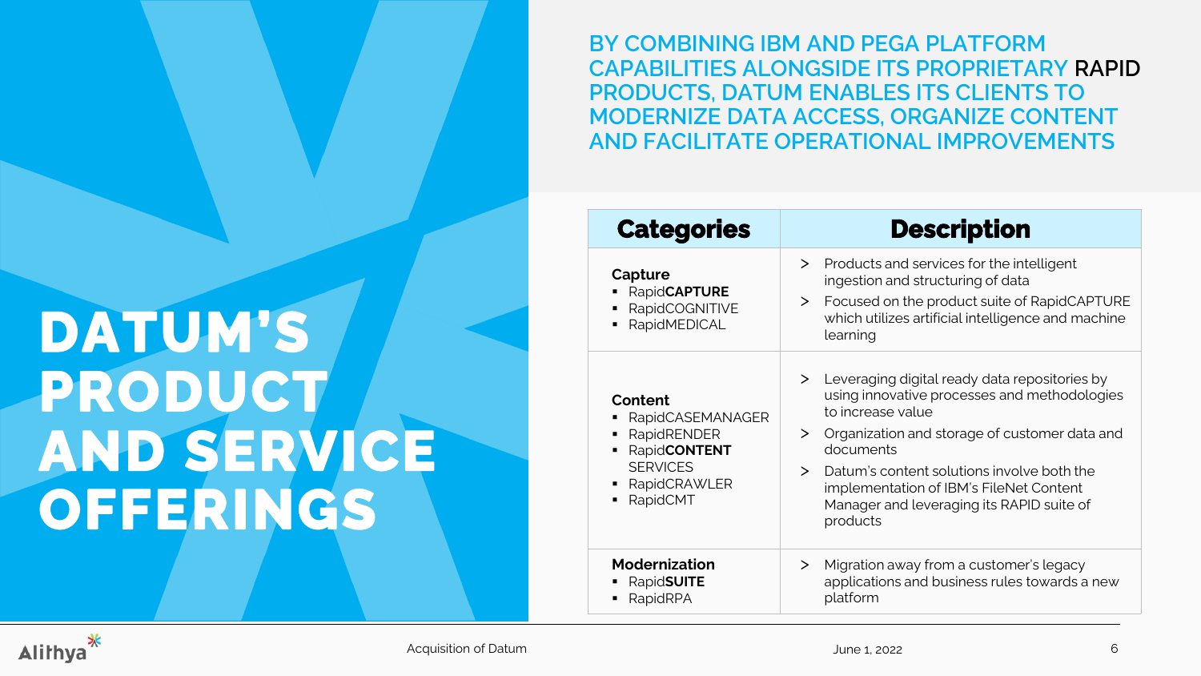# DATUM'S PRODUCT AND SERVICE OFFERINGS

## BY COMBINING IBM AND PEGA PLATFORM CAPABILITIES ALONGSIDE ITS PROPRIETARY RAPID PRODUCTS, DATUM ENABLES ITS CLIENTS TO MODERNIZE DATA ACCESS, ORGANIZE CONTENT AND FACILITATE OPERATIONAL IMPROVEMENTS

| Categories | Description |
| --- | --- |
| **Capture**<br>▪ Rapid**CAPTURE**<br>▪ RapidCOGNITIVE<br>▪ RapidMEDICAL | > Products and services for the intelligent ingestion and structuring of data<br>> Focused on the product suite of RapidCAPTURE which utilizes artificial intelligence and machine learning |
| **Content**<br>▪ RapidCASEMANAGER<br>▪ RapidRENDER<br>▪ Rapid**CONTENT** SERVICES<br>▪ RapidCRAWLER<br>▪ RapidCMT | > Leveraging digital ready data repositories by using innovative processes and methodologies to increase value<br>> Organization and storage of customer data and documents<br>> Datum's content solutions involve both the implementation of IBM's FileNet Content Manager and leveraging its RAPID suite of products |
| **Modernization**<br>▪ Rapid**SUITE**<br>▪ RapidRPA | > Migration away from a customer's legacy applications and business rules towards a new platform |

Acquisition of Datum

June 1, 2022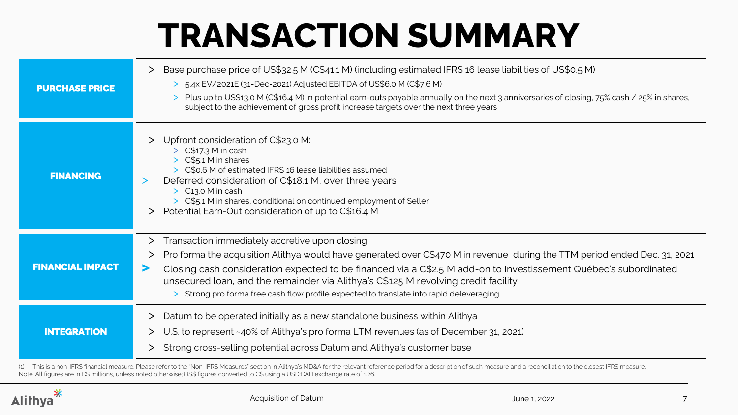# TRANSACTION SUMMARY

| | |
|---|---|
| **PURCHASE PRICE** | > Base purchase price of US$32.5 M (C$41.1 M) (including estimated IFRS 16 lease liabilities of US$0.5 M)<br>  > 5.4x EV/2021E (31-Dec-2021) Adjusted EBITDA of US$6.0 M (C$7.6 M)<br>  > Plus up to US$13.0 M (C$16.4 M) in potential earn-outs payable annually on the next 3 anniversaries of closing, 75% cash / 25% in shares, subject to the achievement of gross profit increase targets over the next three years |
| **FINANCING** | > Upfront consideration of C$23.0 M:<br>  > C$17.3 M in cash<br>  > C$5.1 M in shares<br>  > C$0.6 M of estimated IFRS 16 lease liabilities assumed<br>> Deferred consideration of C$18.1 M, over three years<br>  > C13.0 M in cash<br>  > C$5.1 M in shares, conditional on continued employment of Seller<br>> Potential Earn-Out consideration of up to C$16.4 M |
| **FINANCIAL IMPACT** | > Transaction immediately accretive upon closing<br>> Pro forma the acquisition Alithya would have generated over C$470 M in revenue during the TTM period ended Dec. 31, 2021<br>> Closing cash consideration expected to be financed via a C$2.5 M add-on to Investissement Québec's subordinated unsecured loan, and the remainder via Alithya's C$125 M revolving credit facility<br>  > Strong pro forma free cash flow profile expected to translate into rapid deleveraging |
| **INTEGRATION** | > Datum to be operated initially as a new standalone business within Alithya<br>> U.S. to represent ~40% of Alithya's pro forma LTM revenues (as of December 31, 2021)<br>> Strong cross-selling potential across Datum and Alithya's customer base |

(1) This is a non-IFRS financial measure. Please refer to the "Non-IFRS Measures" section in Alithya's MD&A for the relevant reference period for a description of such measure and a reconciliation to the closest IFRS measure.
Note: All figures are in C$ millions, unless noted otherwise; US$ figures converted to C$ using a USD:CAD exchange rate of 1.26.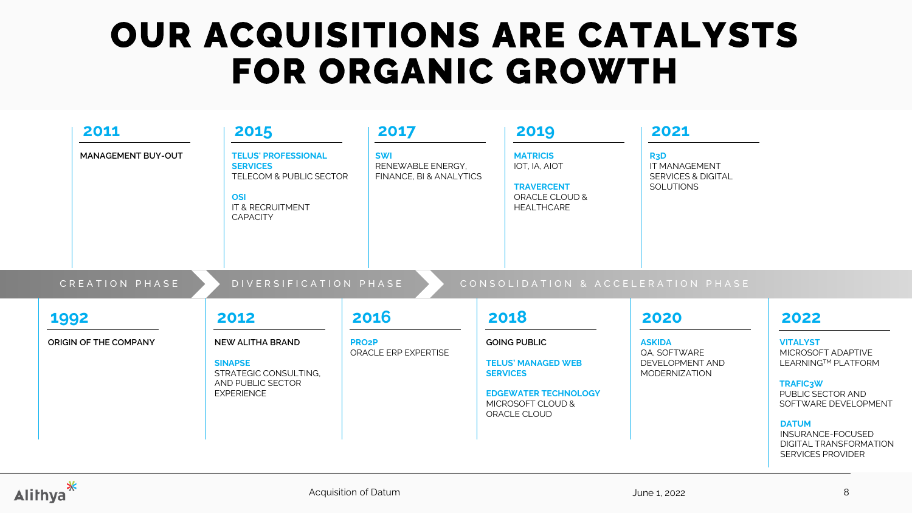# OUR ACQUISITIONS ARE CATALYSTS FOR ORGANIC GROWTH

**CREATION PHASE**

### 1992

ORIGIN OF THE COMPANY

### 2011

MANAGEMENT BUY-OUT

**DIVERSIFICATION PHASE**

### 2012

NEW ALITHA BRAND

**SINAPSE**
STRATEGIC CONSULTING, AND PUBLIC SECTOR EXPERIENCE

### 2015

**TELUS' PROFESSIONAL SERVICES**
TELECOM & PUBLIC SECTOR

**OSI**
IT & RECRUITMENT CAPACITY

### 2016

**PRO2P**
ORACLE ERP EXPERTISE

### 2017

**SWI**
RENEWABLE ENERGY, FINANCE, BI & ANALYTICS

**CONSOLIDATION & ACCELERATION PHASE**

### 2018

GOING PUBLIC

**TELUS' MANAGED WEB SERVICES**

**EDGEWATER TECHNOLOGY**
MICROSOFT CLOUD & ORACLE CLOUD

### 2019

**MATRICIS**
IOT, IA, AIOT

**TRAVERCENT**
ORACLE CLOUD & HEALTHCARE

### 2020

**ASKIDA**
QA, SOFTWARE DEVELOPMENT AND MODERNIZATION

### 2021

**R3D**
IT MANAGEMENT SERVICES & DIGITAL SOLUTIONS

### 2022

**VITALYST**
MICROSOFT ADAPTIVE LEARNING™ PLATFORM

**TRAFIC3W**
PUBLIC SECTOR AND SOFTWARE DEVELOPMENT

**DATUM**
INSURANCE-FOCUSED DIGITAL TRANSFORMATION SERVICES PROVIDER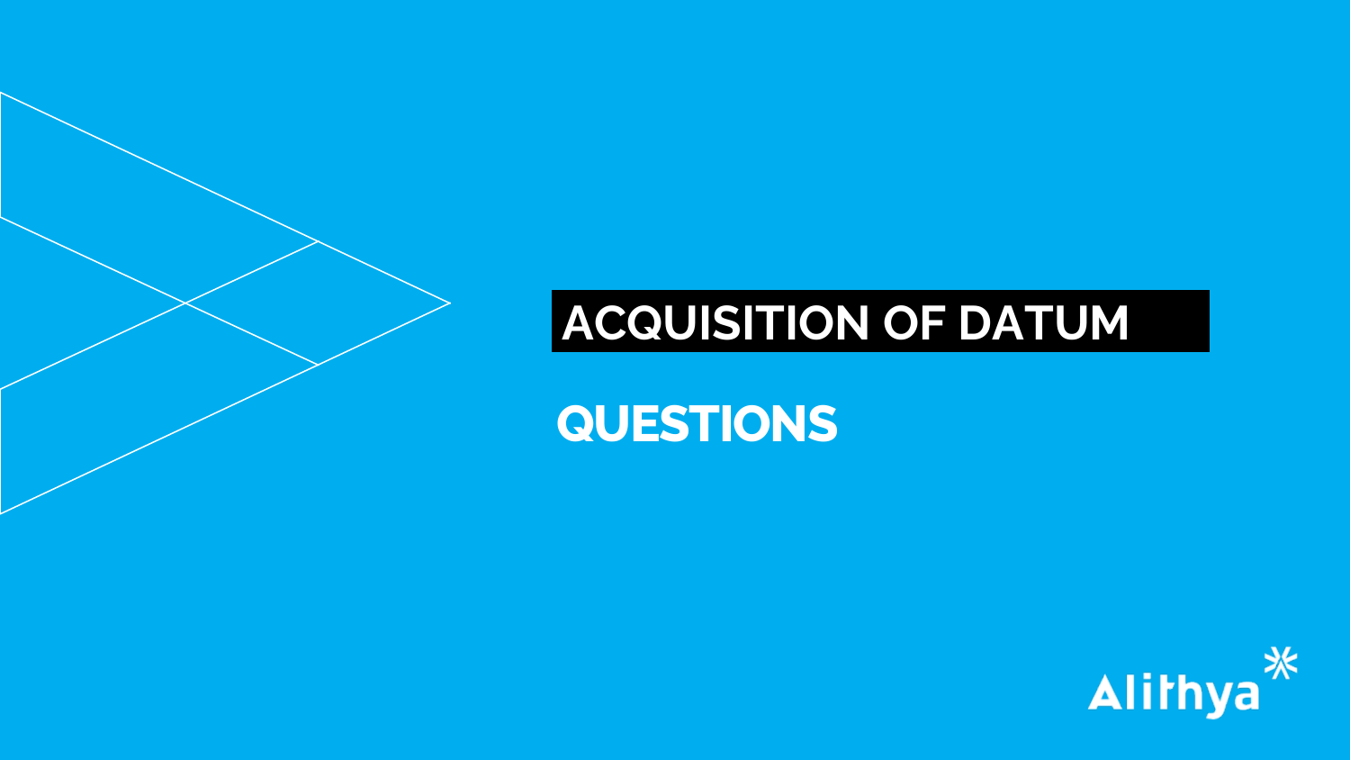# ACQUISITION OF DATUM

## QUESTIONS

Alithya